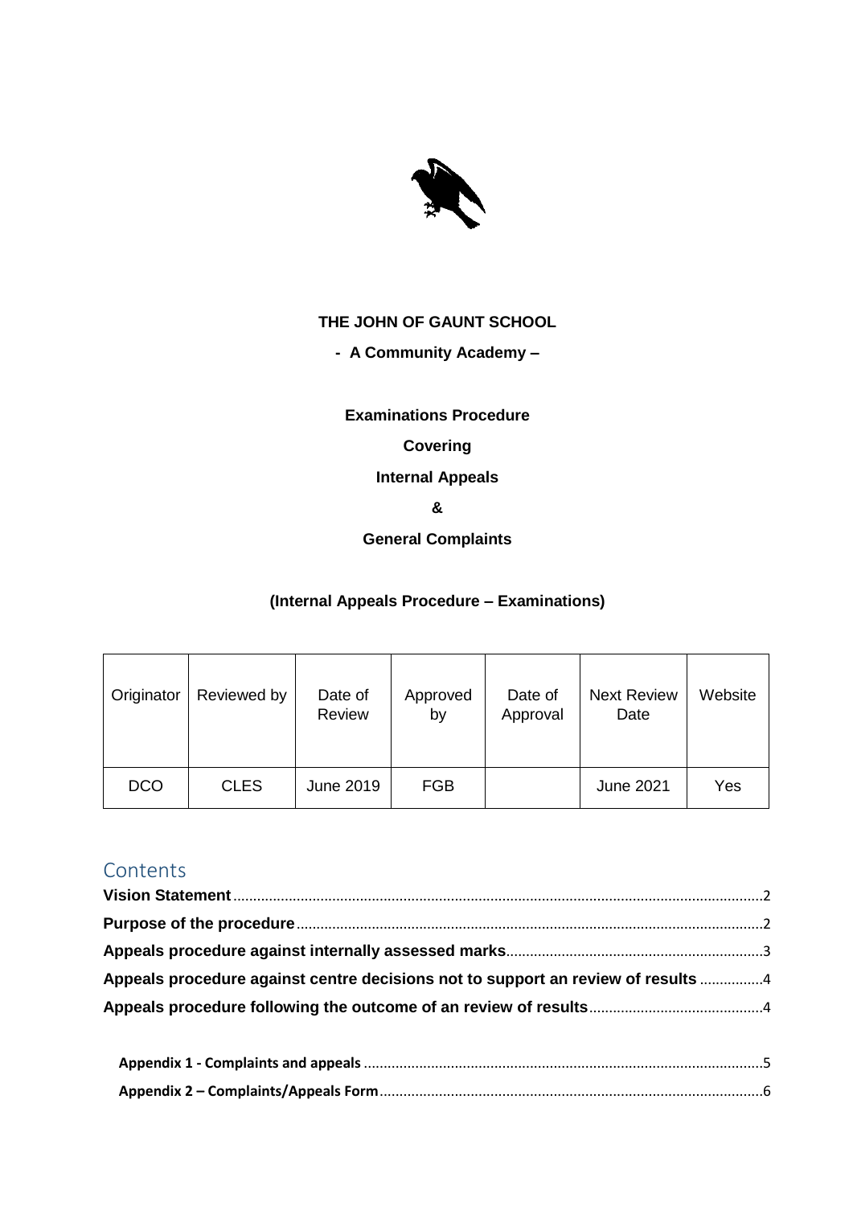**THE JOHN OF GAUNT SCHOOL**

**- A Community Academy –**

**Examinations Procedure**

**Covering**

**Internal Appeals**

**&**

**General Complaints**

**(Internal Appeals Procedure – Examinations)**

| Originator | Reviewed by | Date of Review | Approved by | Date of Approval | Next Review Date | Website |
|---|---|---|---|---|---|---|
| DCO | CLES | June 2019 | FGB | | June 2021 | Yes |

## Contents

**Vision Statement** .......... 2

**Purpose of the procedure** .......... 2

**Appeals procedure against internally assessed marks** .......... 3

**Appeals procedure against centre decisions not to support an review of results** .......... 4

**Appeals procedure following the outcome of an review of results** .......... 4

**Appendix 1 - Complaints and appeals** .......... 5

**Appendix 2 – Complaints/Appeals Form** .......... 6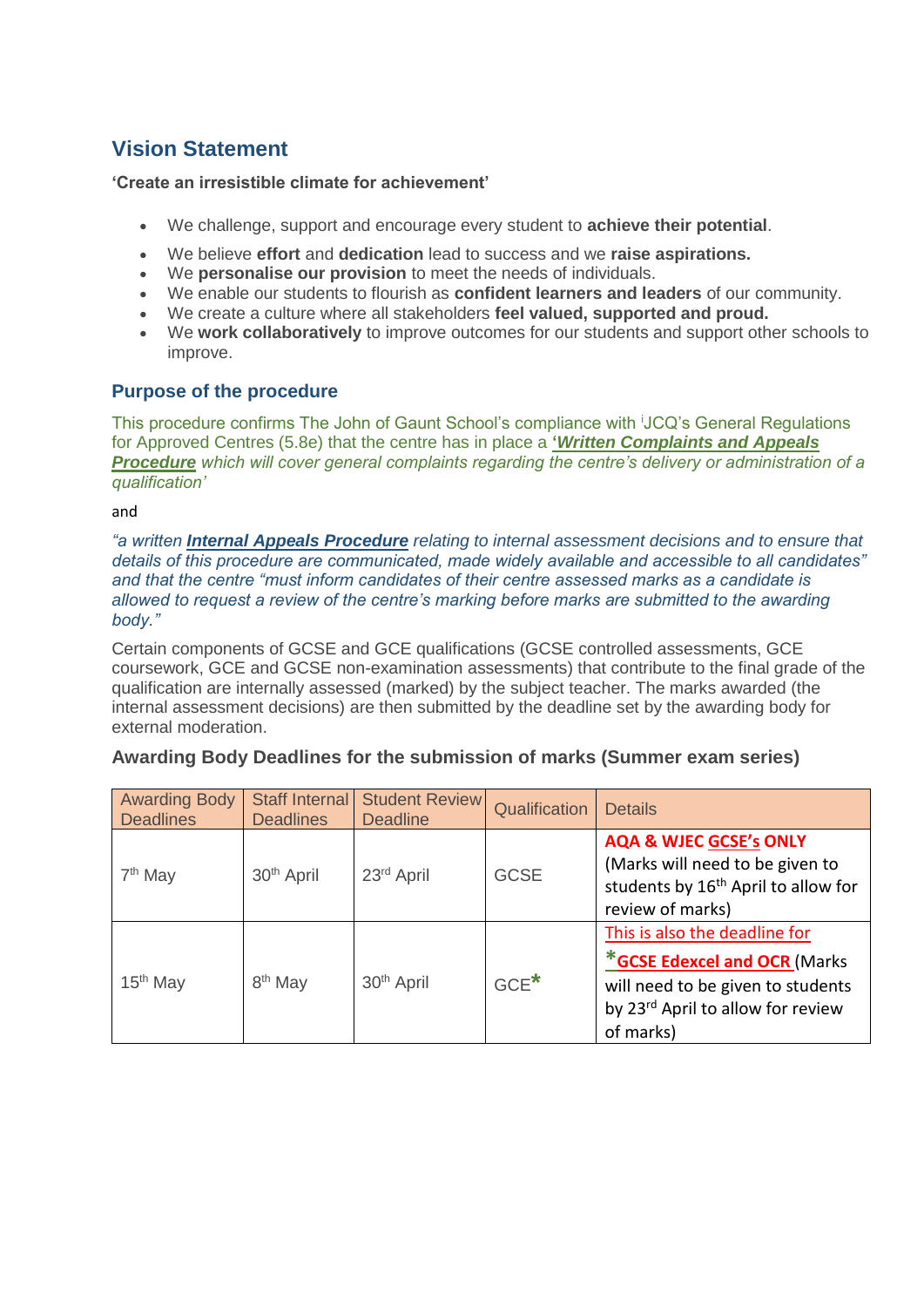## Vision Statement

**'Create an irresistible climate for achievement'**

- We challenge, support and encourage every student to **achieve their potential**.
- We believe **effort** and **dedication** lead to success and we **raise aspirations.**
- We **personalise our provision** to meet the needs of individuals.
- We enable our students to flourish as **confident learners and leaders** of our community.
- We create a culture where all stakeholders **feel valued, supported and proud.**
- We **work collaboratively** to improve outcomes for our students and support other schools to improve.

## Purpose of the procedure

This procedure confirms The John of Gaunt School's compliance with [i]JCQ's General Regulations for Approved Centres (5.8e) that the centre has in place a ***'Written Complaints and Appeals Procedure*** *which will cover general complaints regarding the centre's delivery or administration of a qualification'*

and

*"a written* ***Internal Appeals Procedure*** *relating to internal assessment decisions and to ensure that details of this procedure are communicated, made widely available and accessible to all candidates" and that the centre "must inform candidates of their centre assessed marks as a candidate is allowed to request a review of the centre's marking before marks are submitted to the awarding body."*

Certain components of GCSE and GCE qualifications (GCSE controlled assessments, GCE coursework, GCE and GCSE non-examination assessments) that contribute to the final grade of the qualification are internally assessed (marked) by the subject teacher. The marks awarded (the internal assessment decisions) are then submitted by the deadline set by the awarding body for external moderation.

### Awarding Body Deadlines for the submission of marks (Summer exam series)

| Awarding Body Deadlines | Staff Internal Deadlines | Student Review Deadline | Qualification | Details |
|---|---|---|---|---|
| 7th May | 30th April | 23rd April | GCSE | **AQA & WJEC GCSE's ONLY** (Marks will need to be given to students by 16th April to allow for review of marks) |
| 15th May | 8th May | 30th April | GCE* | This is also the deadline for ***GCSE Edexcel and OCR** (Marks will need to be given to students by 23rd April to allow for review of marks) |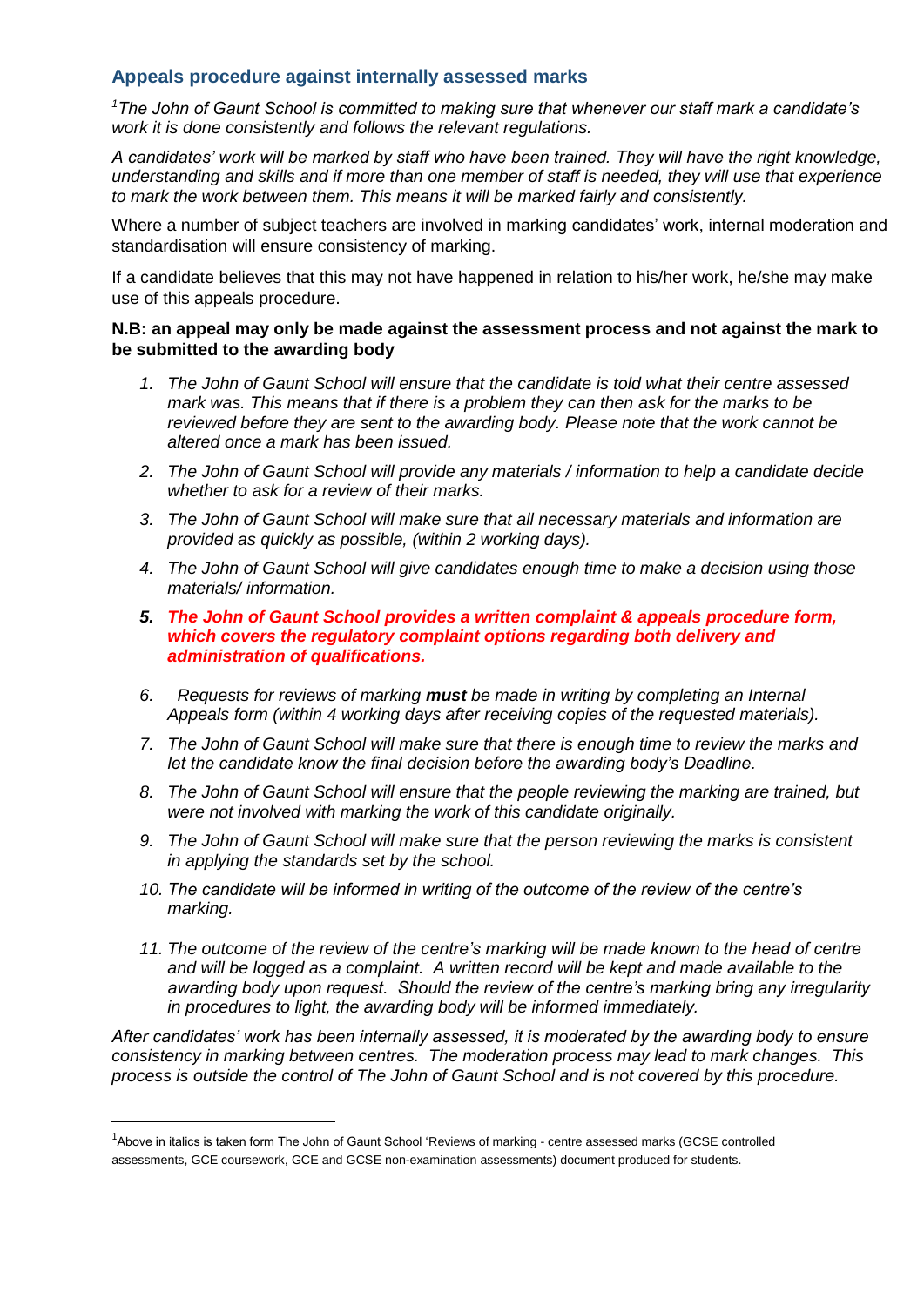## Appeals procedure against internally assessed marks

*[1]The John of Gaunt School is committed to making sure that whenever our staff mark a candidate's work it is done consistently and follows the relevant regulations.*

*A candidates' work will be marked by staff who have been trained. They will have the right knowledge, understanding and skills and if more than one member of staff is needed, they will use that experience to mark the work between them. This means it will be marked fairly and consistently.*

Where a number of subject teachers are involved in marking candidates' work, internal moderation and standardisation will ensure consistency of marking.

If a candidate believes that this may not have happened in relation to his/her work, he/she may make use of this appeals procedure.

**N.B: an appeal may only be made against the assessment process and not against the mark to be submitted to the awarding body**

1. *The John of Gaunt School will ensure that the candidate is told what their centre assessed mark was. This means that if there is a problem they can then ask for the marks to be reviewed before they are sent to the awarding body. Please note that the work cannot be altered once a mark has been issued.*
2. *The John of Gaunt School will provide any materials / information to help a candidate decide whether to ask for a review of their marks.*
3. *The John of Gaunt School will make sure that all necessary materials and information are provided as quickly as possible, (within 2 working days).*
4. *The John of Gaunt School will give candidates enough time to make a decision using those materials/ information.*
5. ***The John of Gaunt School provides a written complaint & appeals procedure form, which covers the regulatory complaint options regarding both delivery and administration of qualifications.***
6. *Requests for reviews of marking **must** be made in writing by completing an Internal Appeals form (within 4 working days after receiving copies of the requested materials).*
7. *The John of Gaunt School will make sure that there is enough time to review the marks and let the candidate know the final decision before the awarding body's Deadline.*
8. *The John of Gaunt School will ensure that the people reviewing the marking are trained, but were not involved with marking the work of this candidate originally.*
9. *The John of Gaunt School will make sure that the person reviewing the marks is consistent in applying the standards set by the school.*
10. *The candidate will be informed in writing of the outcome of the review of the centre's marking.*
11. *The outcome of the review of the centre's marking will be made known to the head of centre and will be logged as a complaint. A written record will be kept and made available to the awarding body upon request. Should the review of the centre's marking bring any irregularity in procedures to light, the awarding body will be informed immediately.*

*After candidates' work has been internally assessed, it is moderated by the awarding body to ensure consistency in marking between centres. The moderation process may lead to mark changes. This process is outside the control of The John of Gaunt School and is not covered by this procedure.*

---

[1]Above in italics is taken form The John of Gaunt School 'Reviews of marking - centre assessed marks (GCSE controlled assessments, GCE coursework, GCE and GCSE non-examination assessments) document produced for students.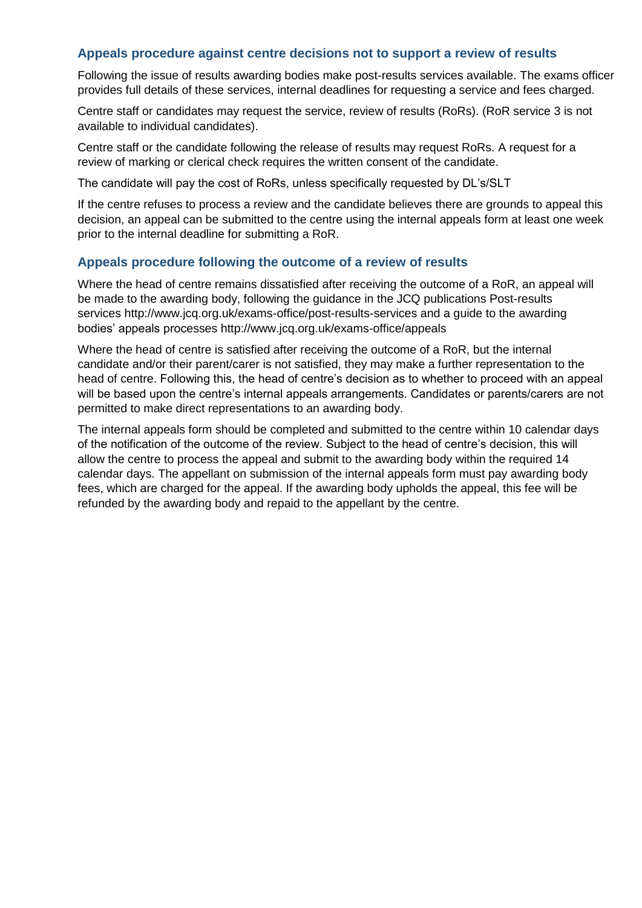### Appeals procedure against centre decisions not to support a review of results

Following the issue of results awarding bodies make post-results services available. The exams officer provides full details of these services, internal deadlines for requesting a service and fees charged.

Centre staff or candidates may request the service, review of results (RoRs). (RoR service 3 is not available to individual candidates).

Centre staff or the candidate following the release of results may request RoRs. A request for a review of marking or clerical check requires the written consent of the candidate.

The candidate will pay the cost of RoRs, unless specifically requested by DL's/SLT

If the centre refuses to process a review and the candidate believes there are grounds to appeal this decision, an appeal can be submitted to the centre using the internal appeals form at least one week prior to the internal deadline for submitting a RoR.

### Appeals procedure following the outcome of a review of results

Where the head of centre remains dissatisfied after receiving the outcome of a RoR, an appeal will be made to the awarding body, following the guidance in the JCQ publications Post-results services http://www.jcq.org.uk/exams-office/post-results-services and a guide to the awarding bodies' appeals processes http://www.jcq.org.uk/exams-office/appeals

Where the head of centre is satisfied after receiving the outcome of a RoR, but the internal candidate and/or their parent/carer is not satisfied, they may make a further representation to the head of centre. Following this, the head of centre's decision as to whether to proceed with an appeal will be based upon the centre's internal appeals arrangements. Candidates or parents/carers are not permitted to make direct representations to an awarding body.

The internal appeals form should be completed and submitted to the centre within 10 calendar days of the notification of the outcome of the review. Subject to the head of centre's decision, this will allow the centre to process the appeal and submit to the awarding body within the required 14 calendar days. The appellant on submission of the internal appeals form must pay awarding body fees, which are charged for the appeal. If the awarding body upholds the appeal, this fee will be refunded by the awarding body and repaid to the appellant by the centre.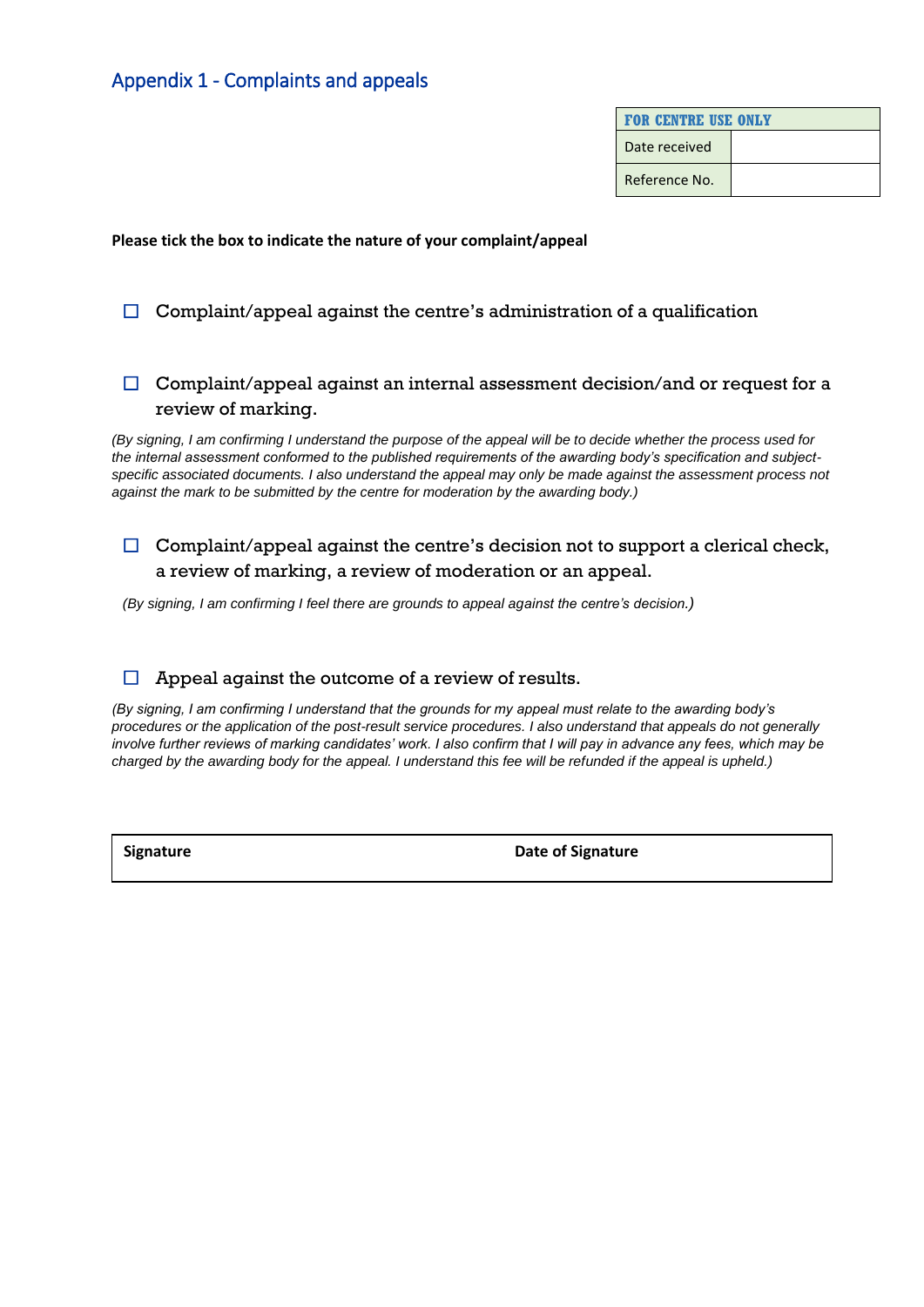## Appendix 1 - Complaints and appeals

| FOR CENTRE USE ONLY | |
|---|---|
| Date received | |
| Reference No. | |

**Please tick the box to indicate the nature of your complaint/appeal**

☐ Complaint/appeal against the centre's administration of a qualification

☐ Complaint/appeal against an internal assessment decision/and or request for a review of marking.

*(By signing, I am confirming I understand the purpose of the appeal will be to decide whether the process used for the internal assessment conformed to the published requirements of the awarding body's specification and subject-specific associated documents. I also understand the appeal may only be made against the assessment process not against the mark to be submitted by the centre for moderation by the awarding body.)*

☐ Complaint/appeal against the centre's decision not to support a clerical check, a review of marking, a review of moderation or an appeal.

*(By signing, I am confirming I feel there are grounds to appeal against the centre's decision.)*

☐ Appeal against the outcome of a review of results.

*(By signing, I am confirming I understand that the grounds for my appeal must relate to the awarding body's procedures or the application of the post-result service procedures. I also understand that appeals do not generally involve further reviews of marking candidates' work. I also confirm that I will pay in advance any fees, which may be charged by the awarding body for the appeal. I understand this fee will be refunded if the appeal is upheld.)*

| **Signature** | **Date of Signature** |
|---|---|
| | |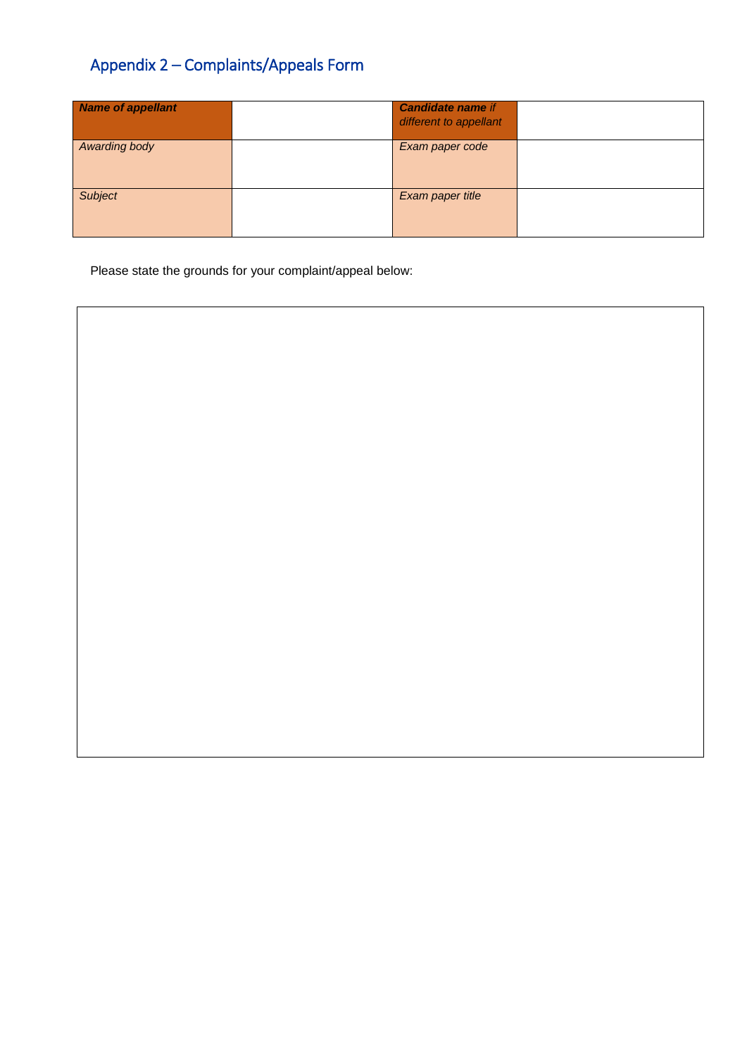## Appendix 2 – Complaints/Appeals Form

| ***Name of appellant*** | | ***Candidate name*** *if different to appellant* | |
|---|---|---|---|
| *Awarding body* | | *Exam paper code* | |
| *Subject* | | *Exam paper title* | |

Please state the grounds for your complaint/appeal below:

| |
|---|
| |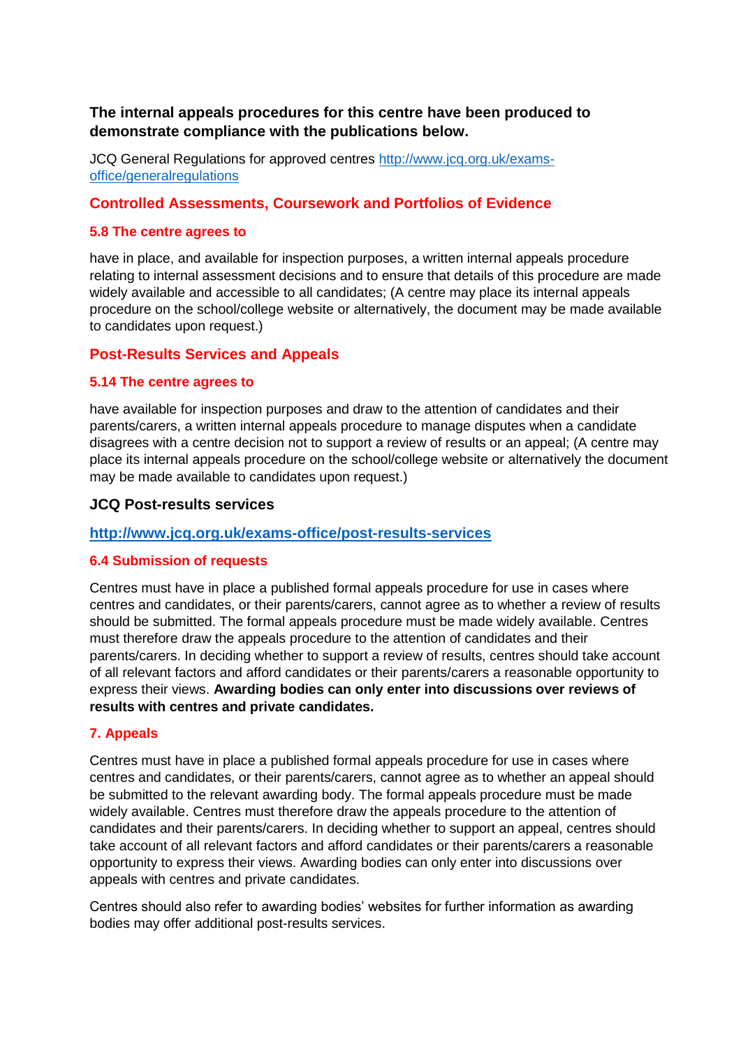**The internal appeals procedures for this centre have been produced to demonstrate compliance with the publications below.**

JCQ General Regulations for approved centres [http://www.jcq.org.uk/exams-office/generalregulations](http://www.jcq.org.uk/exams-office/generalregulations)

## Controlled Assessments, Coursework and Portfolios of Evidence

### 5.8 The centre agrees to

have in place, and available for inspection purposes, a written internal appeals procedure relating to internal assessment decisions and to ensure that details of this procedure are made widely available and accessible to all candidates; (A centre may place its internal appeals procedure on the school/college website or alternatively, the document may be made available to candidates upon request.)

## Post-Results Services and Appeals

### 5.14 The centre agrees to

have available for inspection purposes and draw to the attention of candidates and their parents/carers, a written internal appeals procedure to manage disputes when a candidate disagrees with a centre decision not to support a review of results or an appeal; (A centre may place its internal appeals procedure on the school/college website or alternatively the document may be made available to candidates upon request.)

## JCQ Post-results services

**[http://www.jcq.org.uk/exams-office/post-results-services](http://www.jcq.org.uk/exams-office/post-results-services)**

### 6.4 Submission of requests

Centres must have in place a published formal appeals procedure for use in cases where centres and candidates, or their parents/carers, cannot agree as to whether a review of results should be submitted. The formal appeals procedure must be made widely available. Centres must therefore draw the appeals procedure to the attention of candidates and their parents/carers. In deciding whether to support a review of results, centres should take account of all relevant factors and afford candidates or their parents/carers a reasonable opportunity to express their views. **Awarding bodies can only enter into discussions over reviews of results with centres and private candidates.**

### 7. Appeals

Centres must have in place a published formal appeals procedure for use in cases where centres and candidates, or their parents/carers, cannot agree as to whether an appeal should be submitted to the relevant awarding body. The formal appeals procedure must be made widely available. Centres must therefore draw the appeals procedure to the attention of candidates and their parents/carers. In deciding whether to support an appeal, centres should take account of all relevant factors and afford candidates or their parents/carers a reasonable opportunity to express their views. Awarding bodies can only enter into discussions over appeals with centres and private candidates.

Centres should also refer to awarding bodies' websites for further information as awarding bodies may offer additional post-results services.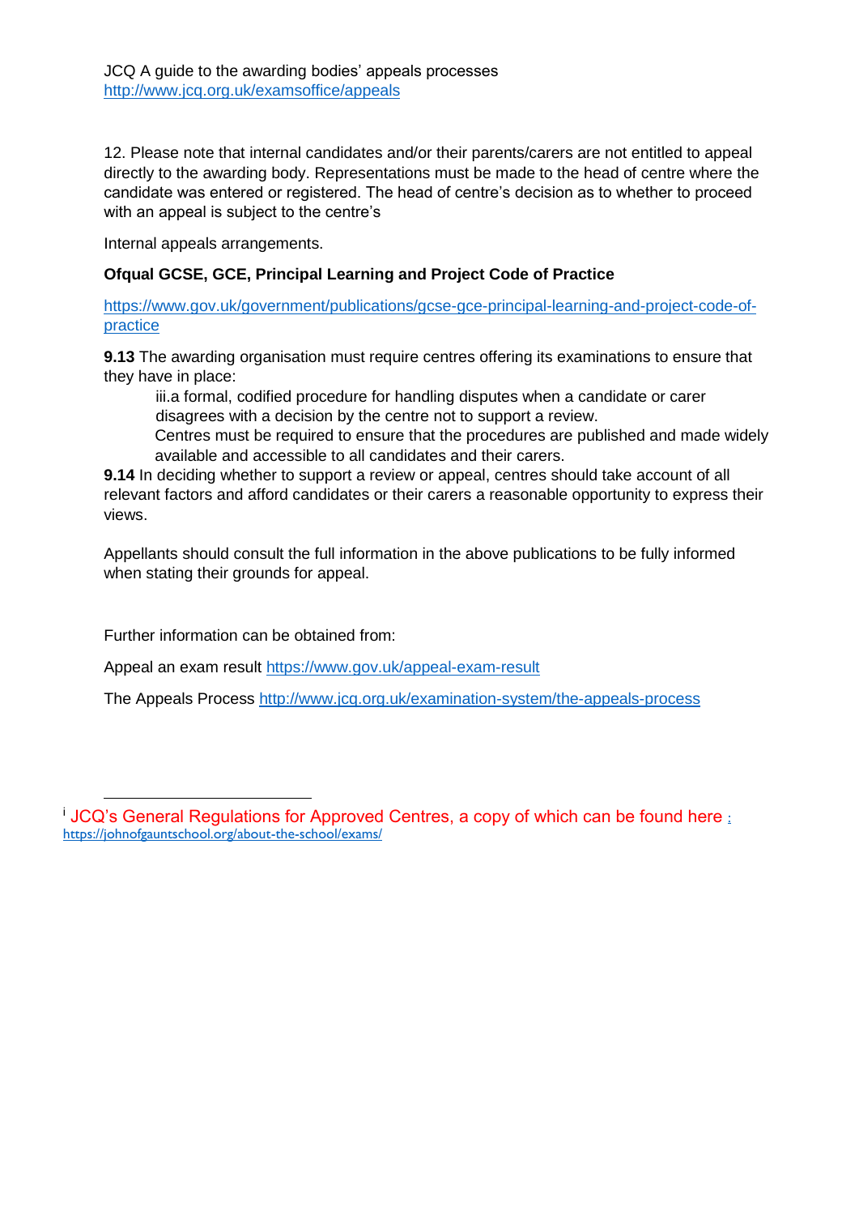JCQ A guide to the awarding bodies' appeals processes
http://www.jcq.org.uk/examsoffice/appeals

12. Please note that internal candidates and/or their parents/carers are not entitled to appeal directly to the awarding body. Representations must be made to the head of centre where the candidate was entered or registered. The head of centre's decision as to whether to proceed with an appeal is subject to the centre's

Internal appeals arrangements.

**Ofqual GCSE, GCE, Principal Learning and Project Code of Practice**

https://www.gov.uk/government/publications/gcse-gce-principal-learning-and-project-code-of-practice

**9.13** The awarding organisation must require centres offering its examinations to ensure that they have in place:

> iii.a formal, codified procedure for handling disputes when a candidate or carer disagrees with a decision by the centre not to support a review.
> Centres must be required to ensure that the procedures are published and made widely available and accessible to all candidates and their carers.

**9.14** In deciding whether to support a review or appeal, centres should take account of all relevant factors and afford candidates or their carers a reasonable opportunity to express their views.

Appellants should consult the full information in the above publications to be fully informed when stating their grounds for appeal.

Further information can be obtained from:

Appeal an exam result https://www.gov.uk/appeal-exam-result

The Appeals Process http://www.jcq.org.uk/examination-system/the-appeals-process

---

[i] JCQ's General Regulations for Approved Centres, a copy of which can be found here : https://johnofgauntschool.org/about-the-school/exams/